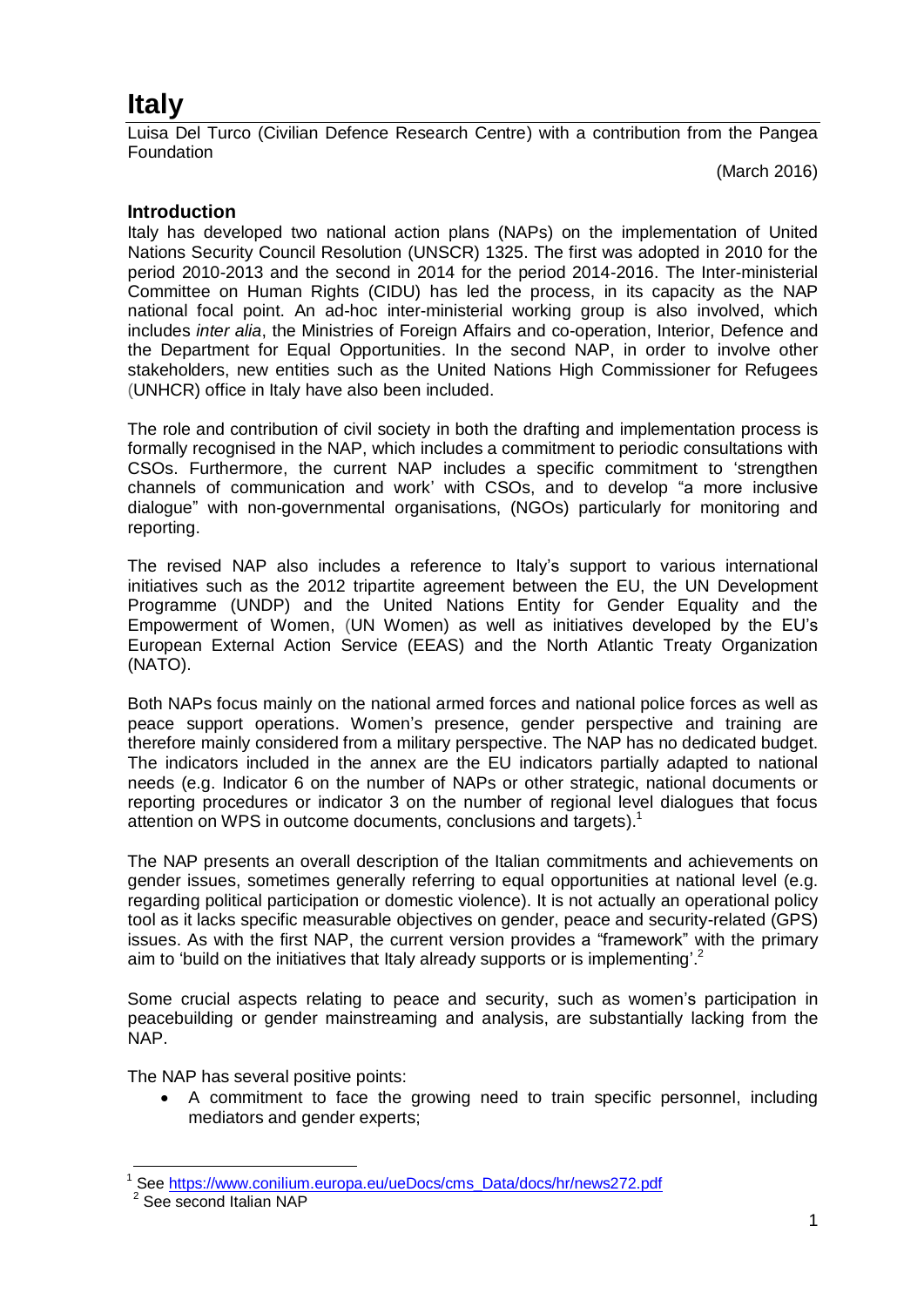# Italy

Luisa Del Turco (Civilian Defence Research Centre) with a contribution from the Pangea Foundation

(March 2016)

## Introduction

Italy has developed two national action plans (NAPs) on the implementation of United Nations Security Council Resolution (UNSCR) 1325. The first was adopted in 2010 for the period 2010-2013 and the second in 2014 for the period 2014-2016. The Inter-ministerial Committee on Human Rights (CIDU) has led the process, in its capacity as the NAP national focal point. An ad-hoc inter-ministerial working group is also involved, which includes *inter alia*, the Ministries of Foreign Affairs and co-operation, Interior, Defence and the Department for Equal Opportunities. In the second NAP, in order to involve other stakeholders, new entities such as the United Nations High Commissioner for Refugees (UNHCR) office in Italy have also been included.

The role and contribution of civil society in both the drafting and implementation process is formally recognised in the NAP, which includes a commitment to periodic consultations with CSOs. Furthermore, the current NAP includes a specific commitment to 'strengthen channels of communication and work' with CSOs, and to develop "a more inclusive dialogue" with non-governmental organisations, (NGOs) particularly for monitoring and reporting.

The revised NAP also includes a reference to Italy's support to various international initiatives such as the 2012 tripartite agreement between the EU, the UN Development Programme (UNDP) and the United Nations Entity for Gender Equality and the Empowerment of Women, (UN Women) as well as initiatives developed by the EU's European External Action Service (EEAS) and the North Atlantic Treaty Organization (NATO).

Both NAPs focus mainly on the national armed forces and national police forces as well as peace support operations. Women's presence, gender perspective and training are therefore mainly considered from a military perspective. The NAP has no dedicated budget. The indicators included in the annex are the EU indicators partially adapted to national needs (e.g. Indicator 6 on the number of NAPs or other strategic, national documents or reporting procedures or indicator 3 on the number of regional level dialogues that focus attention on WPS in outcome documents, conclusions and targets).[1]

The NAP presents an overall description of the Italian commitments and achievements on gender issues, sometimes generally referring to equal opportunities at national level (e.g. regarding political participation or domestic violence). It is not actually an operational policy tool as it lacks specific measurable objectives on gender, peace and security-related (GPS) issues. As with the first NAP, the current version provides a "framework" with the primary aim to 'build on the initiatives that Italy already supports or is implementing'.[2]

Some crucial aspects relating to peace and security, such as women's participation in peacebuilding or gender mainstreaming and analysis, are substantially lacking from the NAP.

The NAP has several positive points:

- A commitment to face the growing need to train specific personnel, including mediators and gender experts;

---

[1] See https://www.conilium.europa.eu/ueDocs/cms_Data/docs/hr/news272.pdf

[2] See second Italian NAP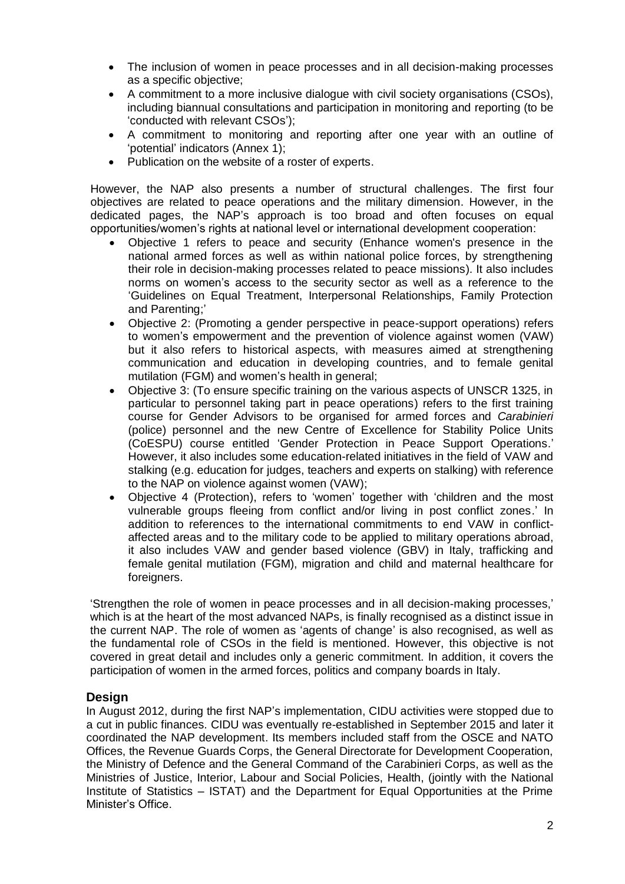- The inclusion of women in peace processes and in all decision-making processes as a specific objective;
- A commitment to a more inclusive dialogue with civil society organisations (CSOs), including biannual consultations and participation in monitoring and reporting (to be 'conducted with relevant CSOs');
- A commitment to monitoring and reporting after one year with an outline of 'potential' indicators (Annex 1);
- Publication on the website of a roster of experts.

However, the NAP also presents a number of structural challenges. The first four objectives are related to peace operations and the military dimension. However, in the dedicated pages, the NAP's approach is too broad and often focuses on equal opportunities/women's rights at national level or international development cooperation:

- Objective 1 refers to peace and security (Enhance women's presence in the national armed forces as well as within national police forces, by strengthening their role in decision-making processes related to peace missions). It also includes norms on women's access to the security sector as well as a reference to the 'Guidelines on Equal Treatment, Interpersonal Relationships, Family Protection and Parenting;'
- Objective 2: (Promoting a gender perspective in peace-support operations) refers to women's empowerment and the prevention of violence against women (VAW) but it also refers to historical aspects, with measures aimed at strengthening communication and education in developing countries, and to female genital mutilation (FGM) and women's health in general;
- Objective 3: (To ensure specific training on the various aspects of UNSCR 1325, in particular to personnel taking part in peace operations) refers to the first training course for Gender Advisors to be organised for armed forces and *Carabinieri* (police) personnel and the new Centre of Excellence for Stability Police Units (CoESPU) course entitled 'Gender Protection in Peace Support Operations.' However, it also includes some education-related initiatives in the field of VAW and stalking (e.g. education for judges, teachers and experts on stalking) with reference to the NAP on violence against women (VAW);
- Objective 4 (Protection), refers to 'women' together with 'children and the most vulnerable groups fleeing from conflict and/or living in post conflict zones.' In addition to references to the international commitments to end VAW in conflict-affected areas and to the military code to be applied to military operations abroad, it also includes VAW and gender based violence (GBV) in Italy, trafficking and female genital mutilation (FGM), migration and child and maternal healthcare for foreigners.

'Strengthen the role of women in peace processes and in all decision-making processes,' which is at the heart of the most advanced NAPs, is finally recognised as a distinct issue in the current NAP. The role of women as 'agents of change' is also recognised, as well as the fundamental role of CSOs in the field is mentioned. However, this objective is not covered in great detail and includes only a generic commitment. In addition, it covers the participation of women in the armed forces, politics and company boards in Italy.

## Design

In August 2012, during the first NAP's implementation, CIDU activities were stopped due to a cut in public finances. CIDU was eventually re-established in September 2015 and later it coordinated the NAP development. Its members included staff from the OSCE and NATO Offices, the Revenue Guards Corps, the General Directorate for Development Cooperation, the Ministry of Defence and the General Command of the Carabinieri Corps, as well as the Ministries of Justice, Interior, Labour and Social Policies, Health, (jointly with the National Institute of Statistics – ISTAT) and the Department for Equal Opportunities at the Prime Minister's Office.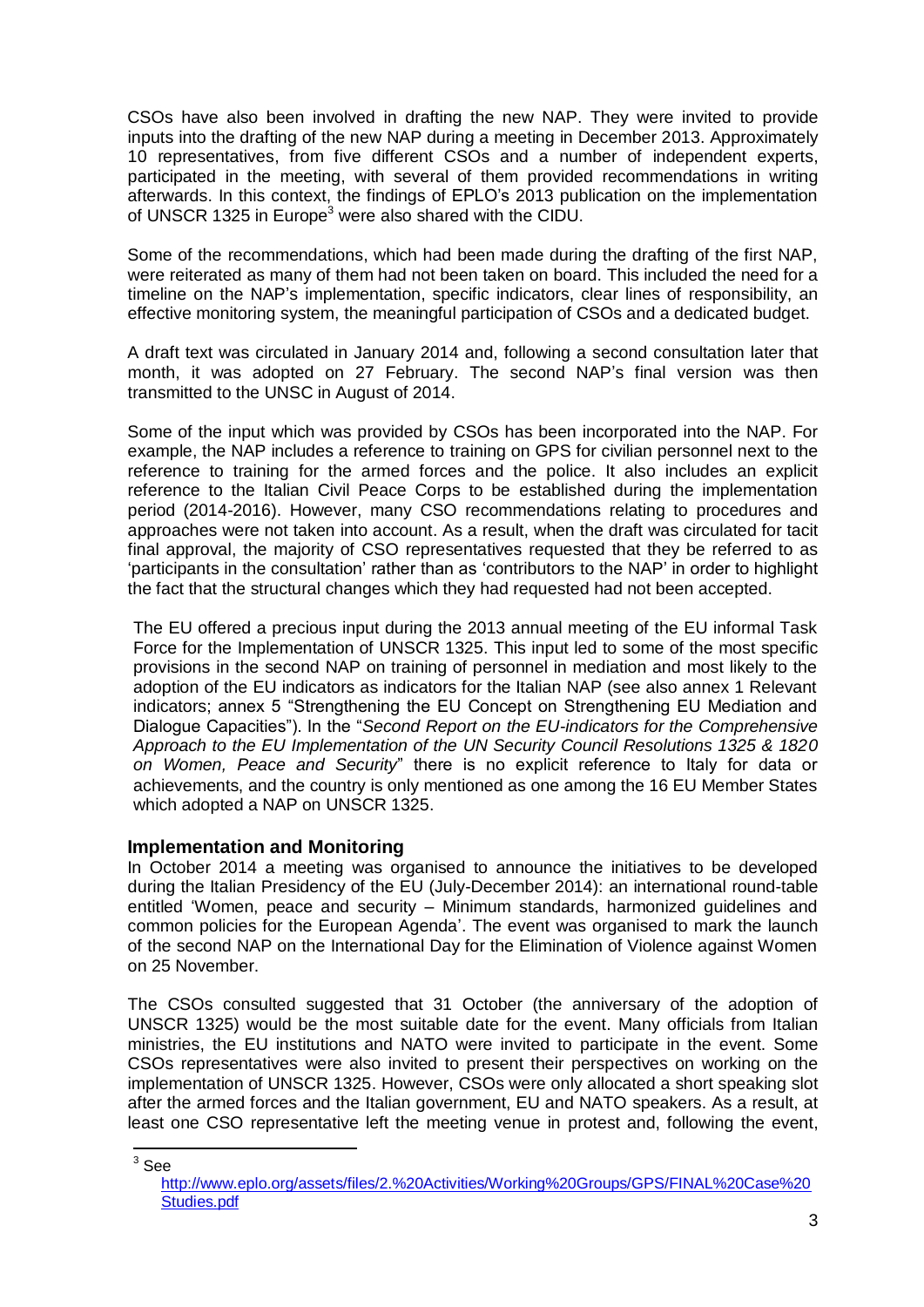CSOs have also been involved in drafting the new NAP. They were invited to provide inputs into the drafting of the new NAP during a meeting in December 2013. Approximately 10 representatives, from five different CSOs and a number of independent experts, participated in the meeting, with several of them provided recommendations in writing afterwards. In this context, the findings of EPLO's 2013 publication on the implementation of UNSCR 1325 in Europe[3] were also shared with the CIDU.

Some of the recommendations, which had been made during the drafting of the first NAP, were reiterated as many of them had not been taken on board. This included the need for a timeline on the NAP's implementation, specific indicators, clear lines of responsibility, an effective monitoring system, the meaningful participation of CSOs and a dedicated budget.

A draft text was circulated in January 2014 and, following a second consultation later that month, it was adopted on 27 February. The second NAP's final version was then transmitted to the UNSC in August of 2014.

Some of the input which was provided by CSOs has been incorporated into the NAP. For example, the NAP includes a reference to training on GPS for civilian personnel next to the reference to training for the armed forces and the police. It also includes an explicit reference to the Italian Civil Peace Corps to be established during the implementation period (2014-2016). However, many CSO recommendations relating to procedures and approaches were not taken into account. As a result, when the draft was circulated for tacit final approval, the majority of CSO representatives requested that they be referred to as 'participants in the consultation' rather than as 'contributors to the NAP' in order to highlight the fact that the structural changes which they had requested had not been accepted.

The EU offered a precious input during the 2013 annual meeting of the EU informal Task Force for the Implementation of UNSCR 1325. This input led to some of the most specific provisions in the second NAP on training of personnel in mediation and most likely to the adoption of the EU indicators as indicators for the Italian NAP (see also annex 1 Relevant indicators; annex 5 "Strengthening the EU Concept on Strengthening EU Mediation and Dialogue Capacities"). In the "*Second Report on the EU-indicators for the Comprehensive Approach to the EU Implementation of the UN Security Council Resolutions 1325 & 1820 on Women, Peace and Security*" there is no explicit reference to Italy for data or achievements, and the country is only mentioned as one among the 16 EU Member States which adopted a NAP on UNSCR 1325.

## Implementation and Monitoring

In October 2014 a meeting was organised to announce the initiatives to be developed during the Italian Presidency of the EU (July-December 2014): an international round-table entitled 'Women, peace and security – Minimum standards, harmonized guidelines and common policies for the European Agenda'. The event was organised to mark the launch of the second NAP on the International Day for the Elimination of Violence against Women on 25 November.

The CSOs consulted suggested that 31 October (the anniversary of the adoption of UNSCR 1325) would be the most suitable date for the event. Many officials from Italian ministries, the EU institutions and NATO were invited to participate in the event. Some CSOs representatives were also invited to present their perspectives on working on the implementation of UNSCR 1325. However, CSOs were only allocated a short speaking slot after the armed forces and the Italian government, EU and NATO speakers. As a result, at least one CSO representative left the meeting venue in protest and, following the event,

[3] See http://www.eplo.org/assets/files/2.%20Activities/Working%20Groups/GPS/FINAL%20Case%20Studies.pdf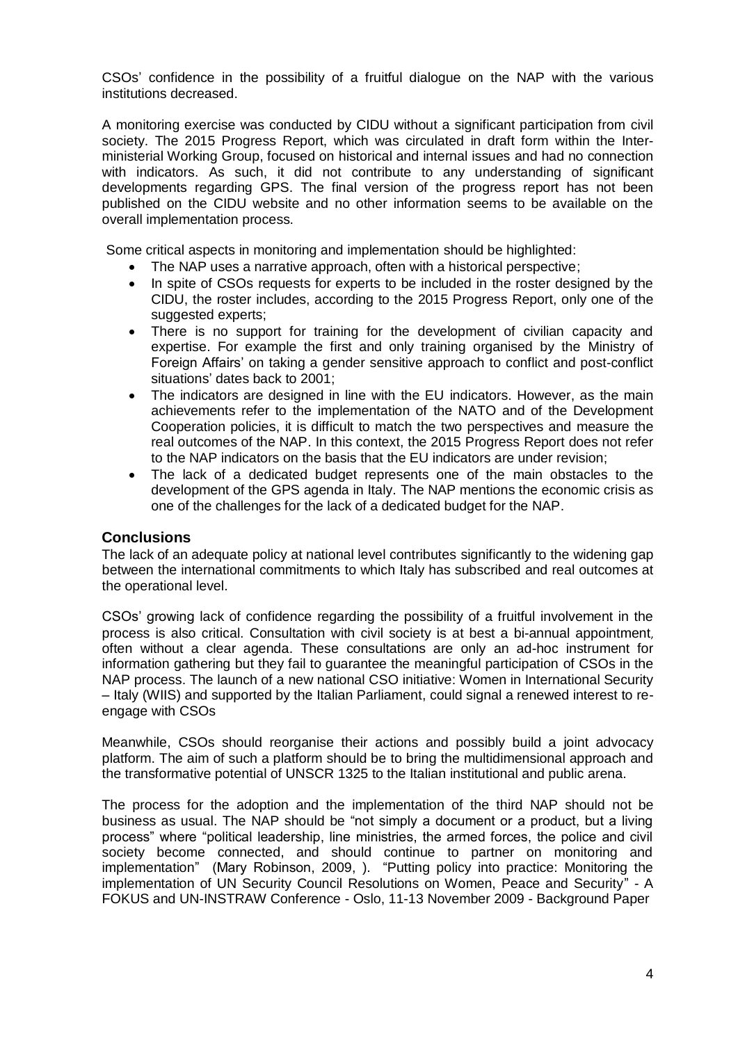CSOs' confidence in the possibility of a fruitful dialogue on the NAP with the various institutions decreased.

A monitoring exercise was conducted by CIDU without a significant participation from civil society. The 2015 Progress Report, which was circulated in draft form within the Inter-ministerial Working Group, focused on historical and internal issues and had no connection with indicators. As such, it did not contribute to any understanding of significant developments regarding GPS. The final version of the progress report has not been published on the CIDU website and no other information seems to be available on the overall implementation process.

Some critical aspects in monitoring and implementation should be highlighted:

- The NAP uses a narrative approach, often with a historical perspective;
- In spite of CSOs requests for experts to be included in the roster designed by the CIDU, the roster includes, according to the 2015 Progress Report, only one of the suggested experts;
- There is no support for training for the development of civilian capacity and expertise. For example the first and only training organised by the Ministry of Foreign Affairs' on taking a gender sensitive approach to conflict and post-conflict situations' dates back to 2001;
- The indicators are designed in line with the EU indicators. However, as the main achievements refer to the implementation of the NATO and of the Development Cooperation policies, it is difficult to match the two perspectives and measure the real outcomes of the NAP. In this context, the 2015 Progress Report does not refer to the NAP indicators on the basis that the EU indicators are under revision;
- The lack of a dedicated budget represents one of the main obstacles to the development of the GPS agenda in Italy. The NAP mentions the economic crisis as one of the challenges for the lack of a dedicated budget for the NAP.

## Conclusions

The lack of an adequate policy at national level contributes significantly to the widening gap between the international commitments to which Italy has subscribed and real outcomes at the operational level.

CSOs' growing lack of confidence regarding the possibility of a fruitful involvement in the process is also critical. Consultation with civil society is at best a bi-annual appointment, often without a clear agenda. These consultations are only an ad-hoc instrument for information gathering but they fail to guarantee the meaningful participation of CSOs in the NAP process. The launch of a new national CSO initiative: Women in International Security – Italy (WIIS) and supported by the Italian Parliament, could signal a renewed interest to re-engage with CSOs

Meanwhile, CSOs should reorganise their actions and possibly build a joint advocacy platform. The aim of such a platform should be to bring the multidimensional approach and the transformative potential of UNSCR 1325 to the Italian institutional and public arena.

The process for the adoption and the implementation of the third NAP should not be business as usual. The NAP should be "not simply a document or a product, but a living process" where "political leadership, line ministries, the armed forces, the police and civil society become connected, and should continue to partner on monitoring and implementation" (Mary Robinson, 2009, ). "Putting policy into practice: Monitoring the implementation of UN Security Council Resolutions on Women, Peace and Security" - A FOKUS and UN-INSTRAW Conference - Oslo, 11-13 November 2009 - Background Paper